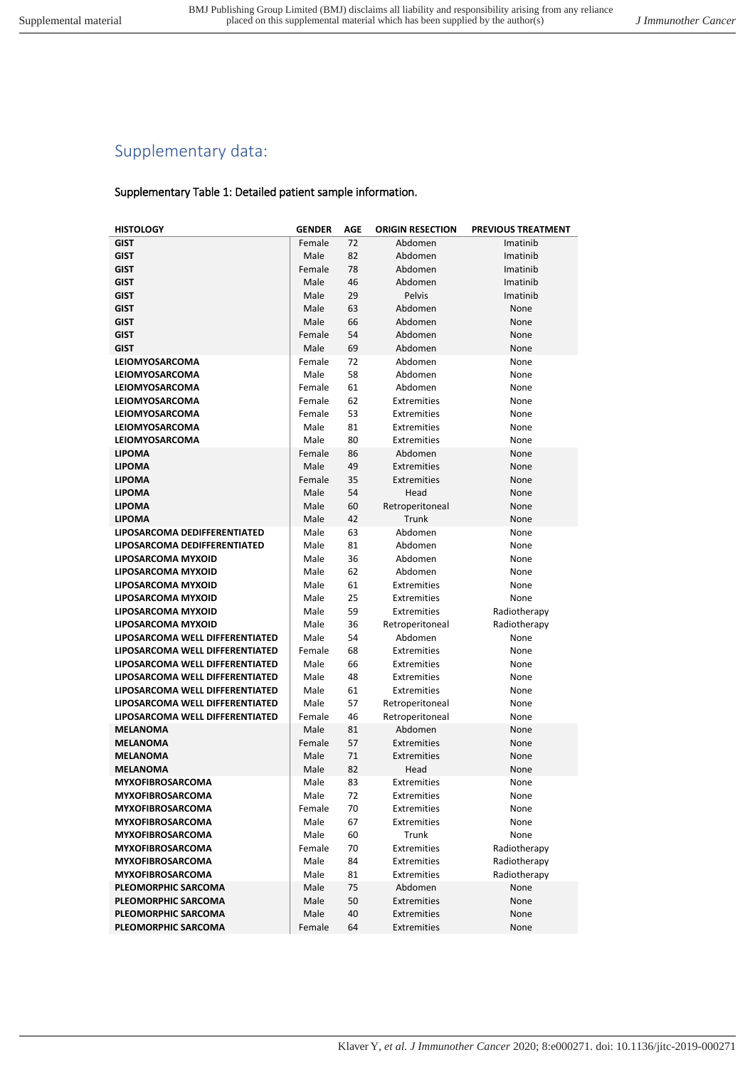# Supplementary data:

**Supplementary Table 1: Detailed patient sample information.**

| HISTOLOGY | GENDER | AGE | ORIGIN RESECTION | PREVIOUS TREATMENT |
|---|---|---|---|---|
| **GIST** | Female | 72 | Abdomen | Imatinib |
| **GIST** | Male | 82 | Abdomen | Imatinib |
| **GIST** | Female | 78 | Abdomen | Imatinib |
| **GIST** | Male | 46 | Abdomen | Imatinib |
| **GIST** | Male | 29 | Pelvis | Imatinib |
| **GIST** | Male | 63 | Abdomen | None |
| **GIST** | Male | 66 | Abdomen | None |
| **GIST** | Female | 54 | Abdomen | None |
| **GIST** | Male | 69 | Abdomen | None |
| **LEIOMYOSARCOMA** | Female | 72 | Abdomen | None |
| **LEIOMYOSARCOMA** | Male | 58 | Abdomen | None |
| **LEIOMYOSARCOMA** | Female | 61 | Abdomen | None |
| **LEIOMYOSARCOMA** | Female | 62 | Extremities | None |
| **LEIOMYOSARCOMA** | Female | 53 | Extremities | None |
| **LEIOMYOSARCOMA** | Male | 81 | Extremities | None |
| **LEIOMYOSARCOMA** | Male | 80 | Extremities | None |
| **LIPOMA** | Female | 86 | Abdomen | None |
| **LIPOMA** | Male | 49 | Extremities | None |
| **LIPOMA** | Female | 35 | Extremities | None |
| **LIPOMA** | Male | 54 | Head | None |
| **LIPOMA** | Male | 60 | Retroperitoneal | None |
| **LIPOMA** | Male | 42 | Trunk | None |
| **LIPOSARCOMA DEDIFFERENTIATED** | Male | 63 | Abdomen | None |
| **LIPOSARCOMA DEDIFFERENTIATED** | Male | 81 | Abdomen | None |
| **LIPOSARCOMA MYXOID** | Male | 36 | Abdomen | None |
| **LIPOSARCOMA MYXOID** | Male | 62 | Abdomen | None |
| **LIPOSARCOMA MYXOID** | Male | 61 | Extremities | None |
| **LIPOSARCOMA MYXOID** | Male | 25 | Extremities | None |
| **LIPOSARCOMA MYXOID** | Male | 59 | Extremities | Radiotherapy |
| **LIPOSARCOMA MYXOID** | Male | 36 | Retroperitoneal | Radiotherapy |
| **LIPOSARCOMA WELL DIFFERENTIATED** | Male | 54 | Abdomen | None |
| **LIPOSARCOMA WELL DIFFERENTIATED** | Female | 68 | Extremities | None |
| **LIPOSARCOMA WELL DIFFERENTIATED** | Male | 66 | Extremities | None |
| **LIPOSARCOMA WELL DIFFERENTIATED** | Male | 48 | Extremities | None |
| **LIPOSARCOMA WELL DIFFERENTIATED** | Male | 61 | Extremities | None |
| **LIPOSARCOMA WELL DIFFERENTIATED** | Male | 57 | Retroperitoneal | None |
| **LIPOSARCOMA WELL DIFFERENTIATED** | Female | 46 | Retroperitoneal | None |
| **MELANOMA** | Male | 81 | Abdomen | None |
| **MELANOMA** | Female | 57 | Extremities | None |
| **MELANOMA** | Male | 71 | Extremities | None |
| **MELANOMA** | Male | 82 | Head | None |
| **MYXOFIBROSARCOMA** | Male | 83 | Extremities | None |
| **MYXOFIBROSARCOMA** | Male | 72 | Extremities | None |
| **MYXOFIBROSARCOMA** | Female | 70 | Extremities | None |
| **MYXOFIBROSARCOMA** | Male | 67 | Extremities | None |
| **MYXOFIBROSARCOMA** | Male | 60 | Trunk | None |
| **MYXOFIBROSARCOMA** | Female | 70 | Extremities | Radiotherapy |
| **MYXOFIBROSARCOMA** | Male | 84 | Extremities | Radiotherapy |
| **MYXOFIBROSARCOMA** | Male | 81 | Extremities | Radiotherapy |
| **PLEOMORPHIC SARCOMA** | Male | 75 | Abdomen | None |
| **PLEOMORPHIC SARCOMA** | Male | 50 | Extremities | None |
| **PLEOMORPHIC SARCOMA** | Male | 40 | Extremities | None |
| **PLEOMORPHIC SARCOMA** | Female | 64 | Extremities | None |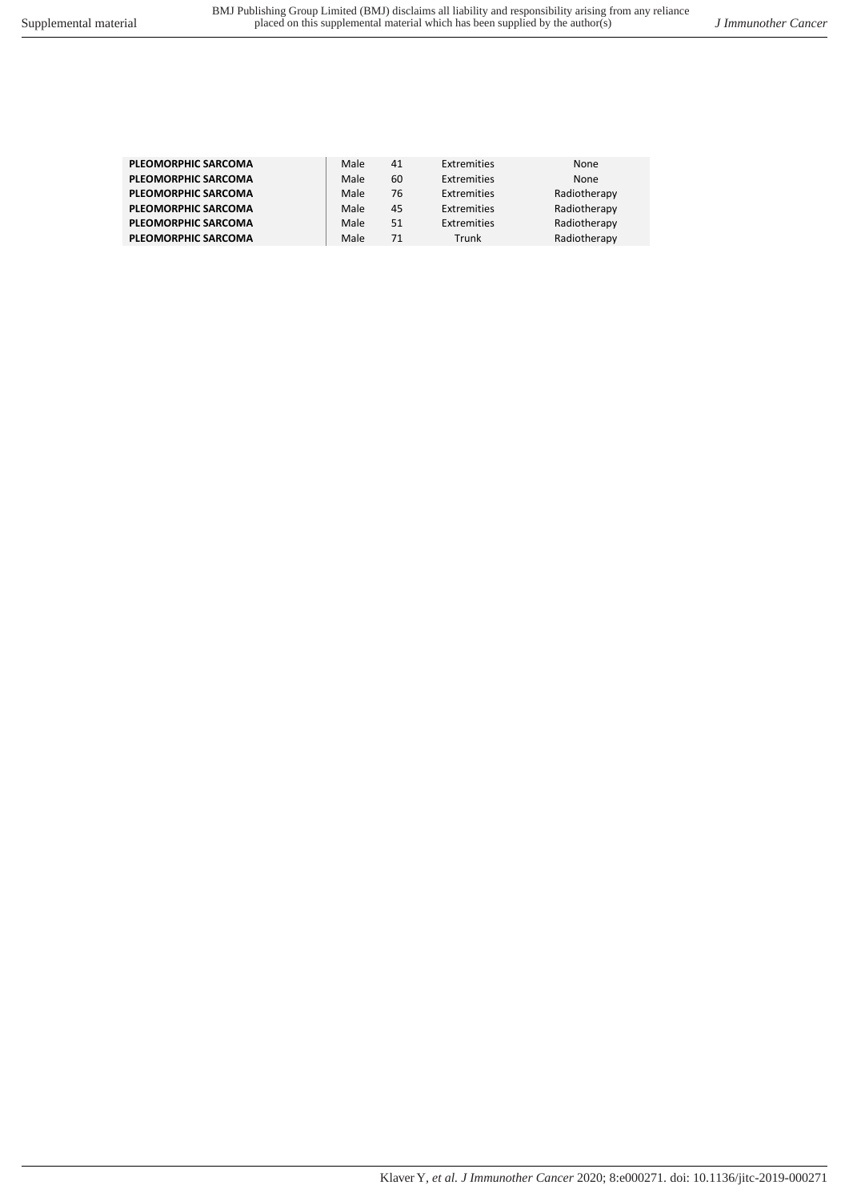| | | | | |
|---|---|---|---|---|
| **PLEOMORPHIC SARCOMA** | Male | 41 | Extremities | None |
| **PLEOMORPHIC SARCOMA** | Male | 60 | Extremities | None |
| **PLEOMORPHIC SARCOMA** | Male | 76 | Extremities | Radiotherapy |
| **PLEOMORPHIC SARCOMA** | Male | 45 | Extremities | Radiotherapy |
| **PLEOMORPHIC SARCOMA** | Male | 51 | Extremities | Radiotherapy |
| **PLEOMORPHIC SARCOMA** | Male | 71 | Trunk | Radiotherapy |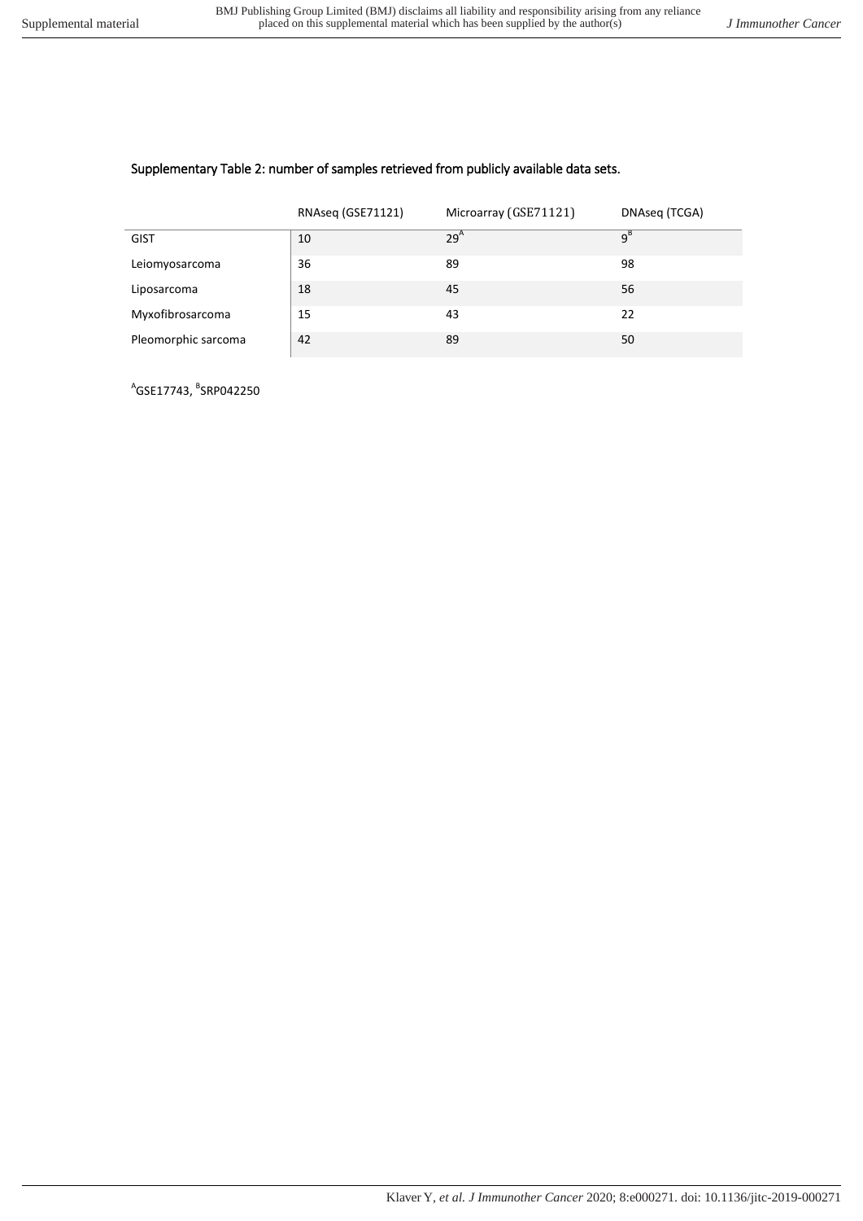## Supplementary Table 2: number of samples retrieved from publicly available data sets.

| | RNAseq (GSE71121) | Microarray (GSE71121) | DNAseq (TCGA) |
|---|---|---|---|
| GIST | 10 | 29[A] | 9[B] |
| Leiomyosarcoma | 36 | 89 | 98 |
| Liposarcoma | 18 | 45 | 56 |
| Myxofibrosarcoma | 15 | 43 | 22 |
| Pleomorphic sarcoma | 42 | 89 | 50 |

[A]GSE17743, [B]SRP042250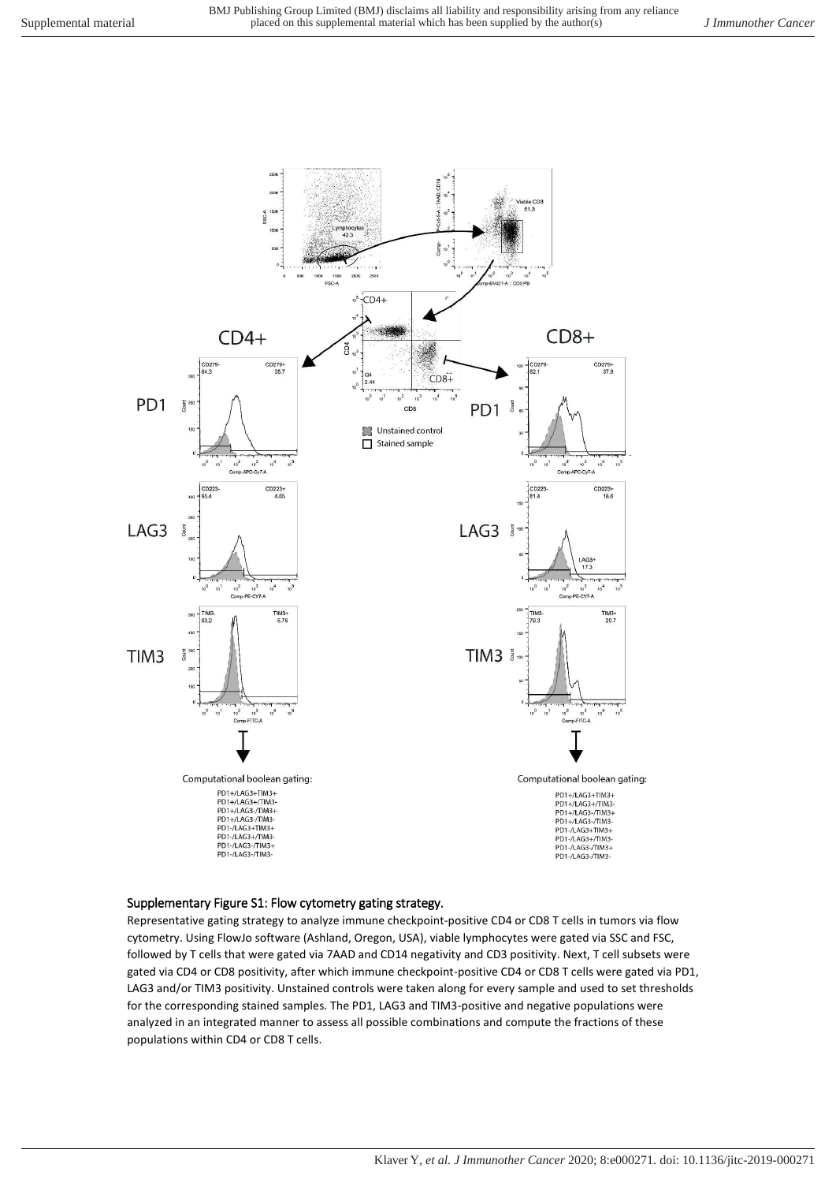**Supplementary Figure S1: Flow cytometry gating strategy.**

Representative gating strategy to analyze immune checkpoint-positive CD4 or CD8 T cells in tumors via flow cytometry. Using FlowJo software (Ashland, Oregon, USA), viable lymphocytes were gated via SSC and FSC, followed by T cells that were gated via 7AAD and CD14 negativity and CD3 positivity. Next, T cell subsets were gated via CD4 or CD8 positivity, after which immune checkpoint-positive CD4 or CD8 T cells were gated via PD1, LAG3 and/or TIM3 positivity. Unstained controls were taken along for every sample and used to set thresholds for the corresponding stained samples. The PD1, LAG3 and TIM3-positive and negative populations were analyzed in an integrated manner to assess all possible combinations and compute the fractions of these populations within CD4 or CD8 T cells.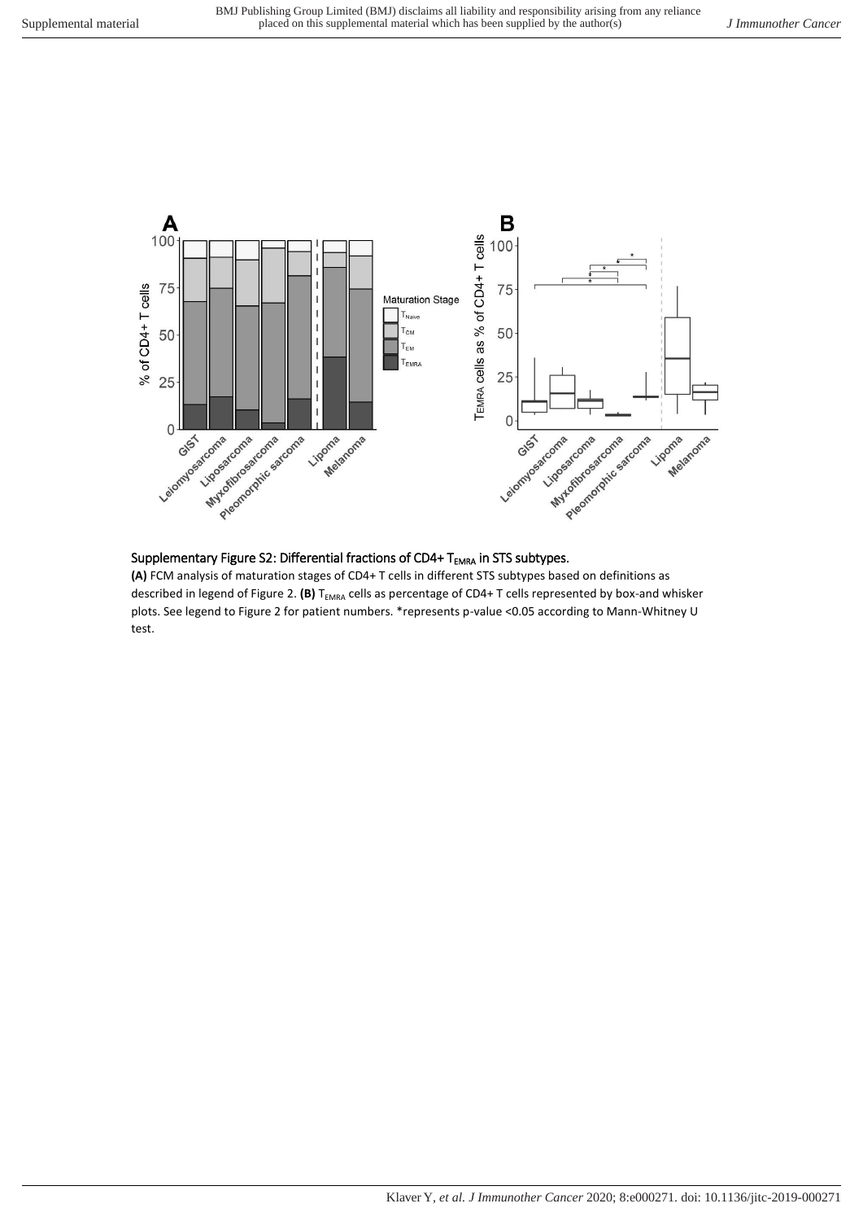Supplementary Figure S2: Differential fractions of CD4+ $T_{EMRA}$ in STS subtypes.

**(A)** FCM analysis of maturation stages of CD4+ T cells in different STS subtypes based on definitions as described in legend of Figure 2. **(B)** $T_{EMRA}$ cells as percentage of CD4+ T cells represented by box-and whisker plots. See legend to Figure 2 for patient numbers. *represents p-value <0.05 according to Mann-Whitney U test.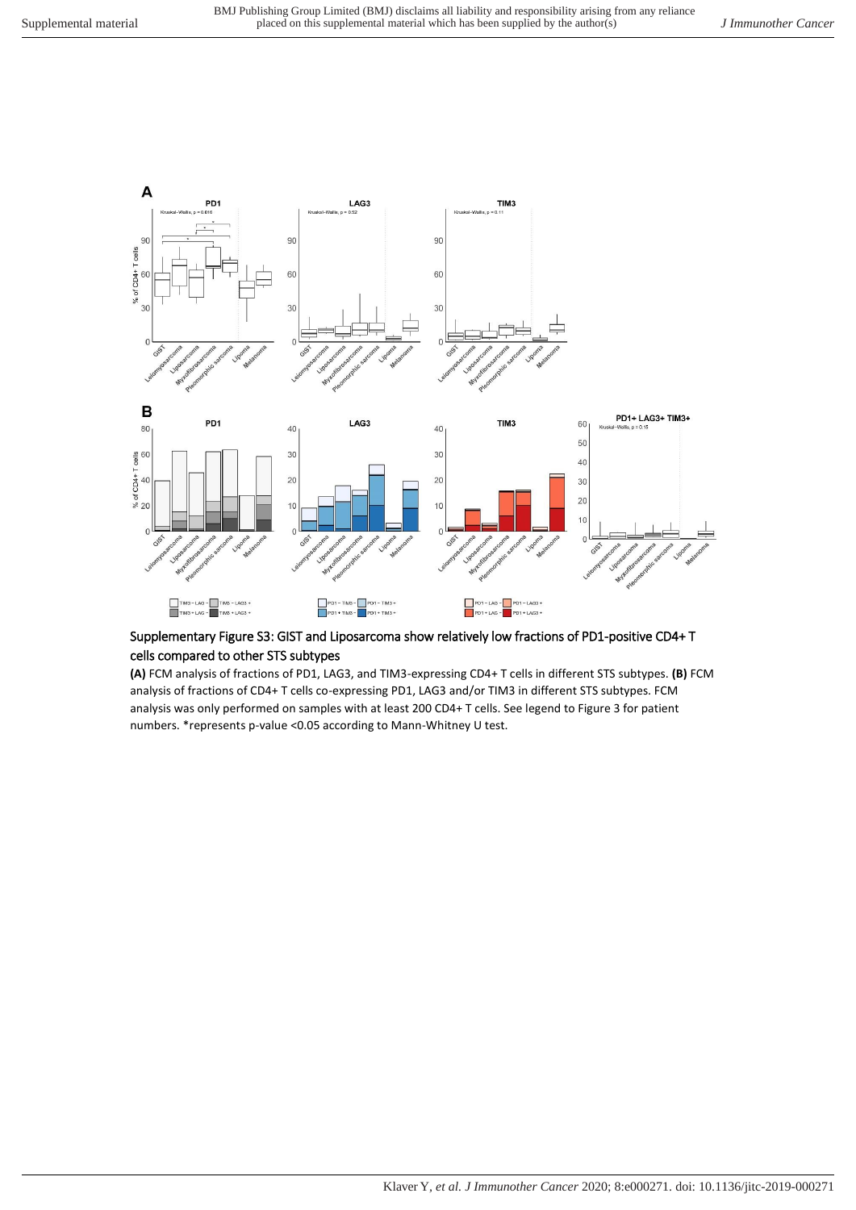Supplementary Figure S3: GIST and Liposarcoma show relatively low fractions of PD1-positive CD4+ T cells compared to other STS subtypes

**(A)** FCM analysis of fractions of PD1, LAG3, and TIM3-expressing CD4+ T cells in different STS subtypes. **(B)** FCM analysis of fractions of CD4+ T cells co-expressing PD1, LAG3 and/or TIM3 in different STS subtypes. FCM analysis was only performed on samples with at least 200 CD4+ T cells. See legend to Figure 3 for patient numbers. *represents p-value <0.05 according to Mann-Whitney U test.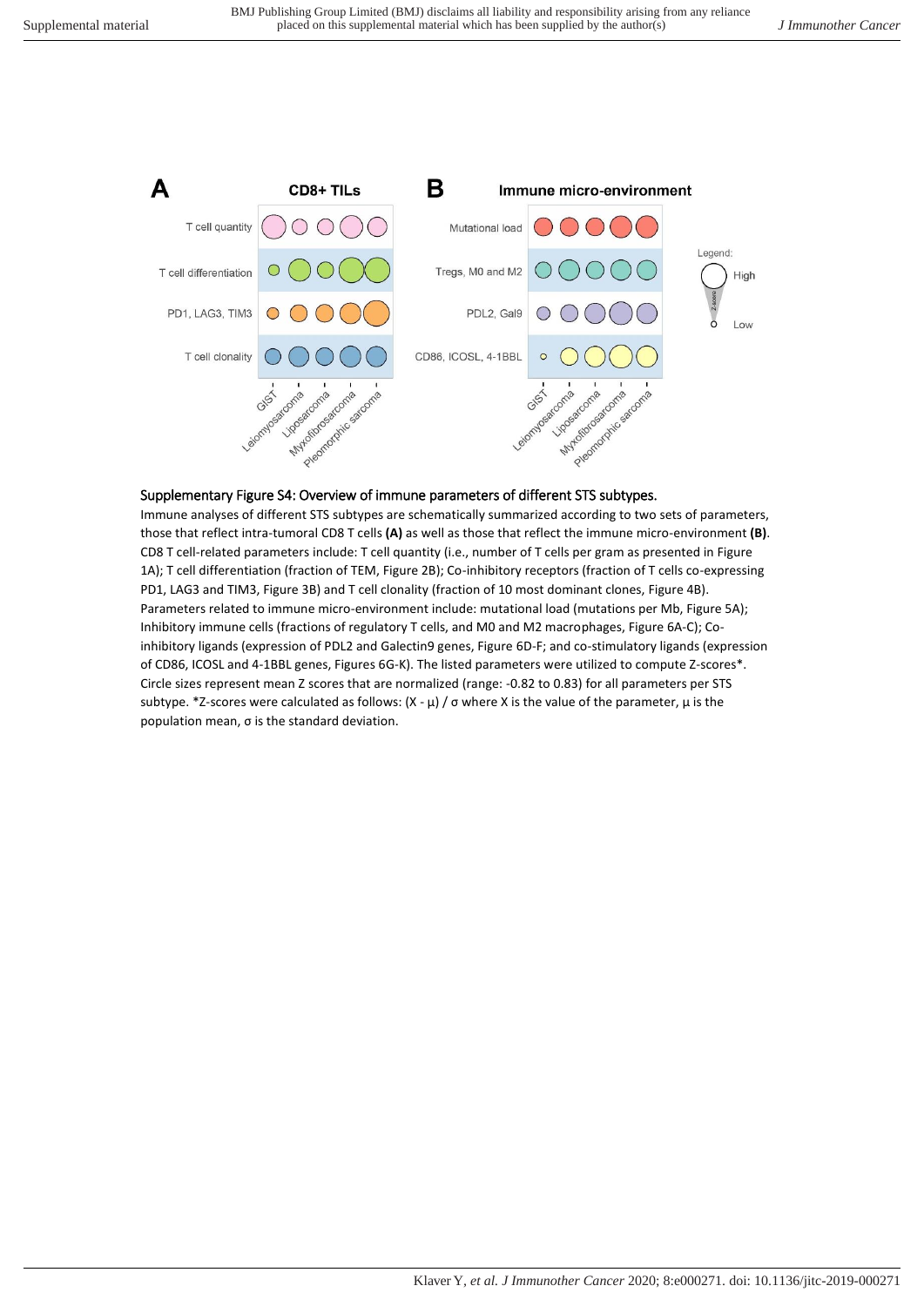A

CD8+ TILs

T cell quantity

T cell differentiation

PD1, LAG3, TIM3

T cell clonality

GIST
Leiomyosarcoma
Liposarcoma
Myxofibrosarcoma
Pleomorphic sarcoma

B

Immune micro-environment

Mutational load

Tregs, M0 and M2

PDL2, Gal9

CD86, ICOSL, 4-1BBL

GIST
Leiomyosarcoma
Liposarcoma
Myxofibrosarcoma
Pleomorphic sarcoma

Legend:
High
Z-score
Low

Supplementary Figure S4: Overview of immune parameters of different STS subtypes.

Immune analyses of different STS subtypes are schematically summarized according to two sets of parameters, those that reflect intra-tumoral CD8 T cells **(A)** as well as those that reflect the immune micro-environment **(B)**. CD8 T cell-related parameters include: T cell quantity (i.e., number of T cells per gram as presented in Figure 1A); T cell differentiation (fraction of TEM, Figure 2B); Co-inhibitory receptors (fraction of T cells co-expressing PD1, LAG3 and TIM3, Figure 3B) and T cell clonality (fraction of 10 most dominant clones, Figure 4B). Parameters related to immune micro-environment include: mutational load (mutations per Mb, Figure 5A); Inhibitory immune cells (fractions of regulatory T cells, and M0 and M2 macrophages, Figure 6A-C); Co-inhibitory ligands (expression of PDL2 and Galectin9 genes, Figure 6D-F; and co-stimulatory ligands (expression of CD86, ICOSL and 4-1BBL genes, Figures 6G-K). The listed parameters were utilized to compute Z-scores*. Circle sizes represent mean Z scores that are normalized (range: -0.82 to 0.83) for all parameters per STS subtype. *Z-scores were calculated as follows: $(X - \mu) / \sigma$ where X is the value of the parameter, $\mu$ is the population mean, $\sigma$ is the standard deviation.